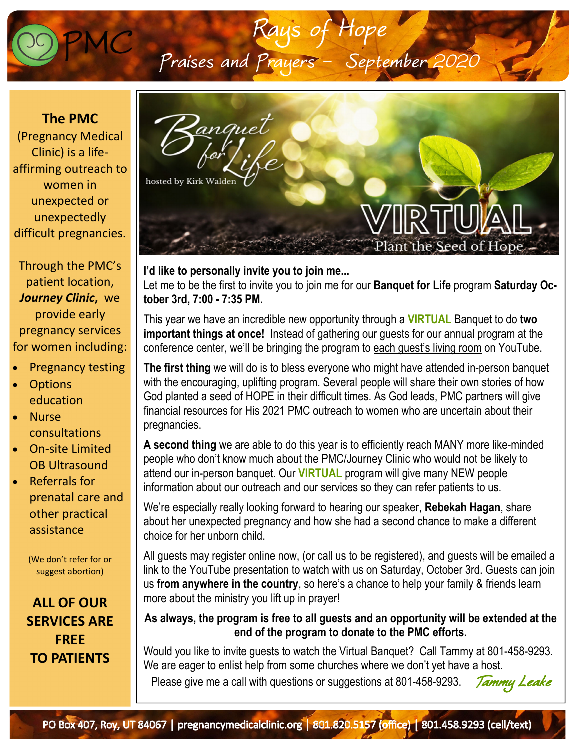# PMC

## Rays of Hope

### Praises and Prayers – September 2020

**The PMC** (Pregnancy Medical Clinic) is a life-affirming outreach to women in unexpected or unexpectedly difficult pregnancies.

Through the PMC's patient location, ***Journey Clinic***, we provide early pregnancy services for women including:

- Pregnancy testing
- Options education
- Nurse consultations
- On-site Limited OB Ultrasound
- Referrals for prenatal care and other practical assistance

(We don't refer for or suggest abortion)

**ALL OF OUR SERVICES ARE FREE TO PATIENTS**

Banquet for Life

hosted by Kirk Walden

VIRTUAL

Plant the Seed of Hope

**I'd like to personally invite you to join me...**

Let me to be the first to invite you to join me for our **Banquet for Life** program **Saturday October 3rd, 7:00 - 7:35 PM.**

This year we have an incredible new opportunity through a **VIRTUAL** Banquet to do **two important things at once!** Instead of gathering our guests for our annual program at the conference center, we'll be bringing the program to each guest's living room on YouTube.

**The first thing** we will do is to bless everyone who might have attended in-person banquet with the encouraging, uplifting program. Several people will share their own stories of how God planted a seed of HOPE in their difficult times. As God leads, PMC partners will give financial resources for His 2021 PMC outreach to women who are uncertain about their pregnancies.

**A second thing** we are able to do this year is to efficiently reach MANY more like-minded people who don't know much about the PMC/Journey Clinic who would not be likely to attend our in-person banquet. Our **VIRTUAL** program will give many NEW people information about our outreach and our services so they can refer patients to us.

We're especially really looking forward to hearing our speaker, **Rebekah Hagan**, share about her unexpected pregnancy and how she had a second chance to make a different choice for her unborn child.

All guests may register online now, (or call us to be registered), and guests will be emailed a link to the YouTube presentation to watch with us on Saturday, October 3rd. Guests can join us **from anywhere in the country**, so here's a chance to help your family & friends learn more about the ministry you lift up in prayer!

**As always, the program is free to all guests and an opportunity will be extended at the end of the program to donate to the PMC efforts.**

Would you like to invite guests to watch the Virtual Banquet? Call Tammy at 801-458-9293. We are eager to enlist help from some churches where we don't yet have a host.

Please give me a call with questions or suggestions at 801-458-9293. *Tammy Leake*

PO Box 407, Roy, UT 84067 | pregnancymedicalclinic.org | 801.820.5157 (office) | 801.458.9293 (cell/text)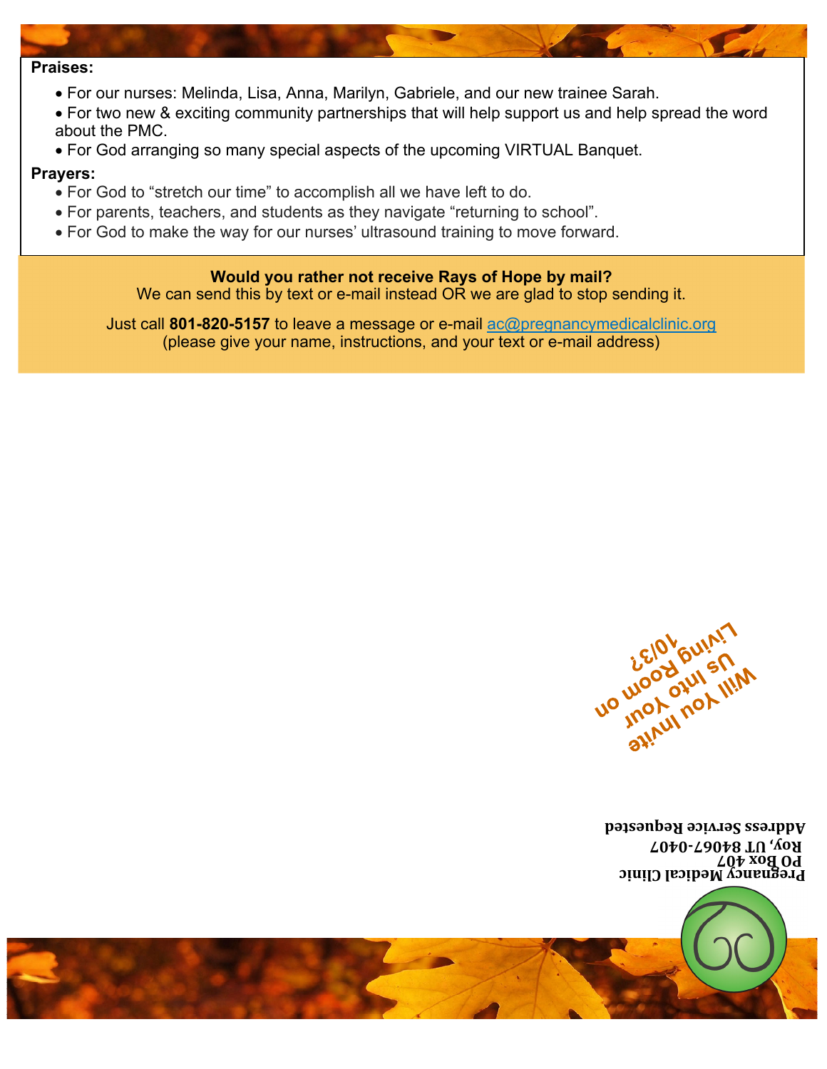**Praises:**

- For our nurses: Melinda, Lisa, Anna, Marilyn, Gabriele, and our new trainee Sarah.
- For two new & exciting community partnerships that will help support us and help spread the word about the PMC.
- For God arranging so many special aspects of the upcoming VIRTUAL Banquet.

**Prayers:**

- For God to "stretch our time" to accomplish all we have left to do.
- For parents, teachers, and students as they navigate "returning to school".
- For God to make the way for our nurses' ultrasound training to move forward.

**Would you rather not receive Rays of Hope by mail?**
We can send this by text or e-mail instead OR we are glad to stop sending it.

Just call **801-820-5157** to leave a message or e-mail ac@pregnancymedicalclinic.org
(please give your name, instructions, and your text or e-mail address)

Will You Invite Us Into Your Living Room on 10/3?

**Pregnancy Medical Clinic**
**PO Box 407**
**Roy, UT 84067-0407**
**Address Service Requested**